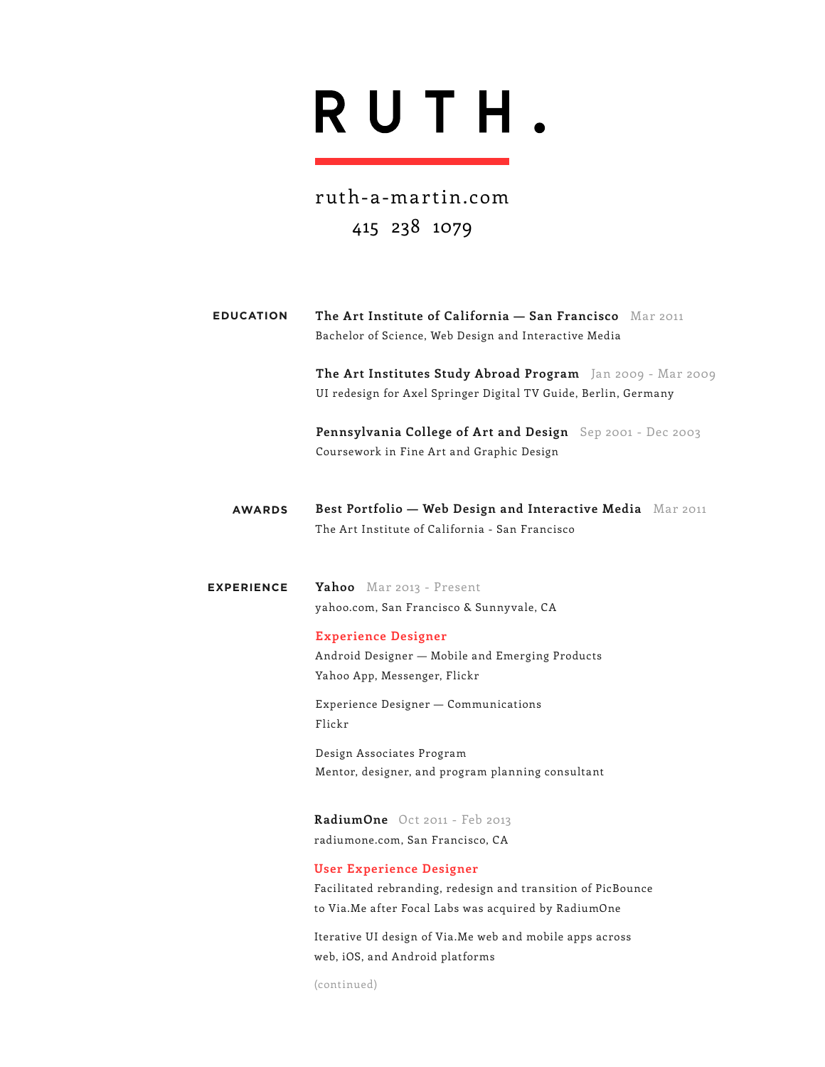# RUTH.

ruth-a-martin.com

415 238 1079

## EDUCATION

**The Art Institute of California — San Francisco** Mar 2011
Bachelor of Science, Web Design and Interactive Media

**The Art Institutes Study Abroad Program** Jan 2009 - Mar 2009
UI redesign for Axel Springer Digital TV Guide, Berlin, Germany

**Pennsylvania College of Art and Design** Sep 2001 - Dec 2003
Coursework in Fine Art and Graphic Design

## AWARDS

**Best Portfolio — Web Design and Interactive Media** Mar 2011
The Art Institute of California - San Francisco

## EXPERIENCE

**Yahoo** Mar 2013 - Present
yahoo.com, San Francisco & Sunnyvale, CA

**Experience Designer**

Android Designer — Mobile and Emerging Products
Yahoo App, Messenger, Flickr

Experience Designer — Communications
Flickr

Design Associates Program
Mentor, designer, and program planning consultant

**RadiumOne** Oct 2011 - Feb 2013
radiumone.com, San Francisco, CA

**User Experience Designer**

Facilitated rebranding, redesign and transition of PicBounce to Via.Me after Focal Labs was acquired by RadiumOne

Iterative UI design of Via.Me web and mobile apps across web, iOS, and Android platforms

(continued)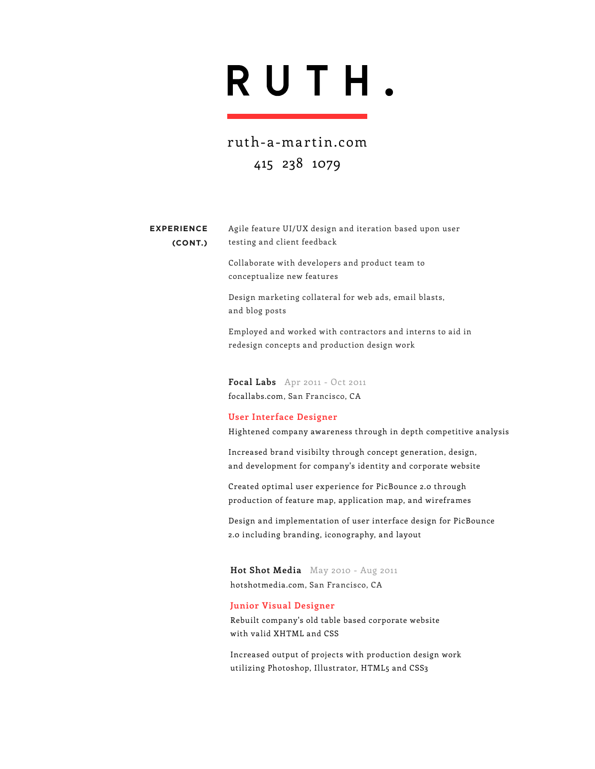# R U T H .

ruth-a-martin.com

415 238 1079

## EXPERIENCE (CONT.)

Agile feature UI/UX design and iteration based upon user testing and client feedback

Collaborate with developers and product team to conceptualize new features

Design marketing collateral for web ads, email blasts, and blog posts

Employed and worked with contractors and interns to aid in redesign concepts and production design work

**Focal Labs** Apr 2011 - Oct 2011
focallabs.com, San Francisco, CA

### User Interface Designer

Hightened company awareness through in depth competitive analysis

Increased brand visibilty through concept generation, design, and development for company's identity and corporate website

Created optimal user experience for PicBounce 2.0 through production of feature map, application map, and wireframes

Design and implementation of user interface design for PicBounce 2.0 including branding, iconography, and layout

**Hot Shot Media** May 2010 - Aug 2011
hotshotmedia.com, San Francisco, CA

### Junior Visual Designer

Rebuilt company's old table based corporate website with valid XHTML and CSS

Increased output of projects with production design work utilizing Photoshop, Illustrator, HTML5 and CSS3